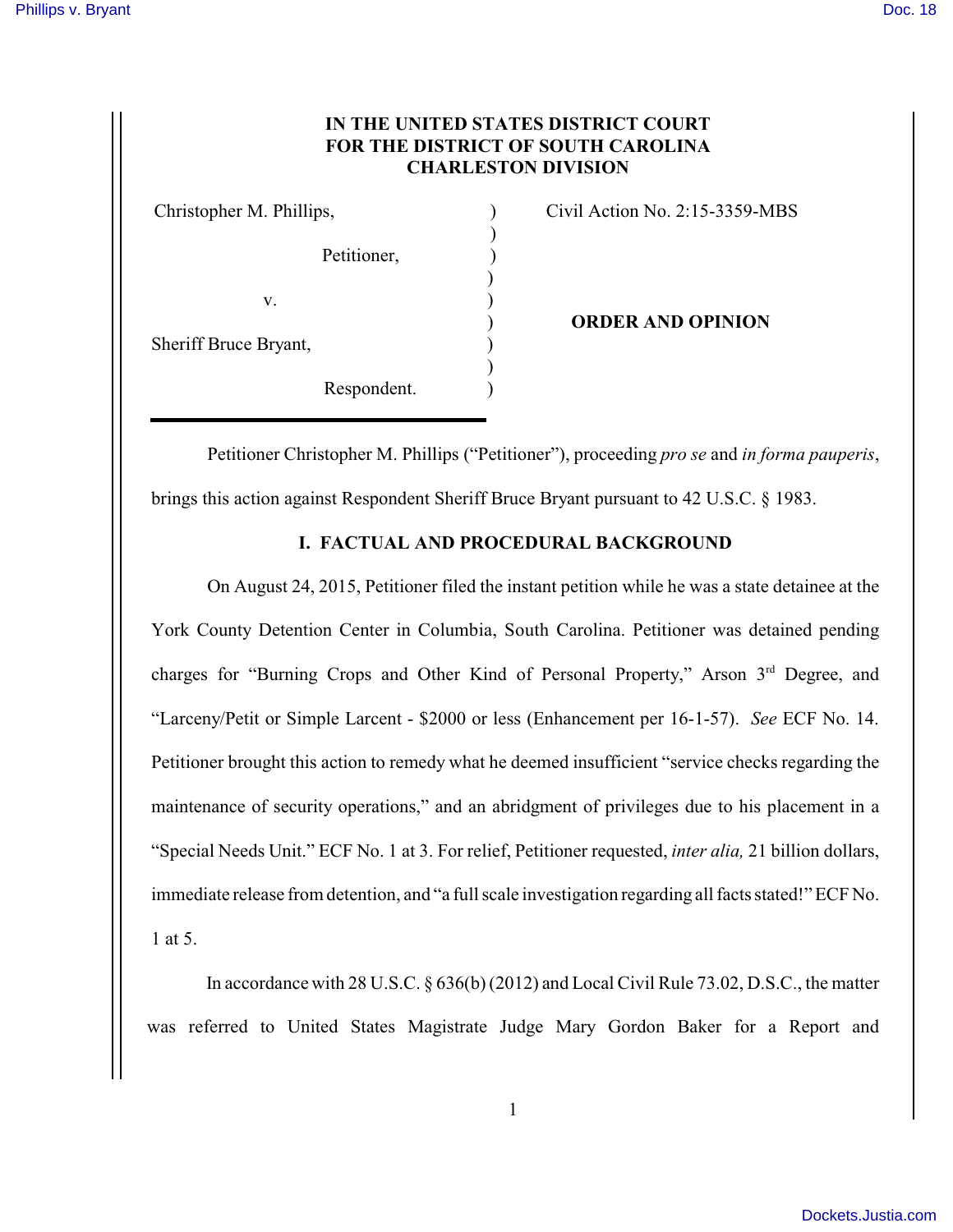**IN THE UNITED STATES DISTRICT COURT**
**FOR THE DISTRICT OF SOUTH CAROLINA**
**CHARLESTON DIVISION**

Christopher M. Phillips,
Petitioner,
v.
Sheriff Bruce Bryant,
Respondent.

Civil Action No. 2:15-3359-MBS

**ORDER AND OPINION**

Petitioner Christopher M. Phillips ("Petitioner"), proceeding *pro se* and *in forma pauperis*, brings this action against Respondent Sheriff Bruce Bryant pursuant to 42 U.S.C. § 1983.

## I. FACTUAL AND PROCEDURAL BACKGROUND

On August 24, 2015, Petitioner filed the instant petition while he was a state detainee at the York County Detention Center in Columbia, South Carolina. Petitioner was detained pending charges for "Burning Crops and Other Kind of Personal Property," Arson 3rd Degree, and "Larceny/Petit or Simple Larcent - $2000 or less (Enhancement per 16-1-57). *See* ECF No. 14. Petitioner brought this action to remedy what he deemed insufficient "service checks regarding the maintenance of security operations," and an abridgment of privileges due to his placement in a "Special Needs Unit." ECF No. 1 at 3. For relief, Petitioner requested, *inter alia,* 21 billion dollars, immediate release from detention, and "a full scale investigation regarding all facts stated!" ECF No. 1 at 5.

In accordance with 28 U.S.C. § 636(b) (2012) and Local Civil Rule 73.02, D.S.C., the matter was referred to United States Magistrate Judge Mary Gordon Baker for a Report and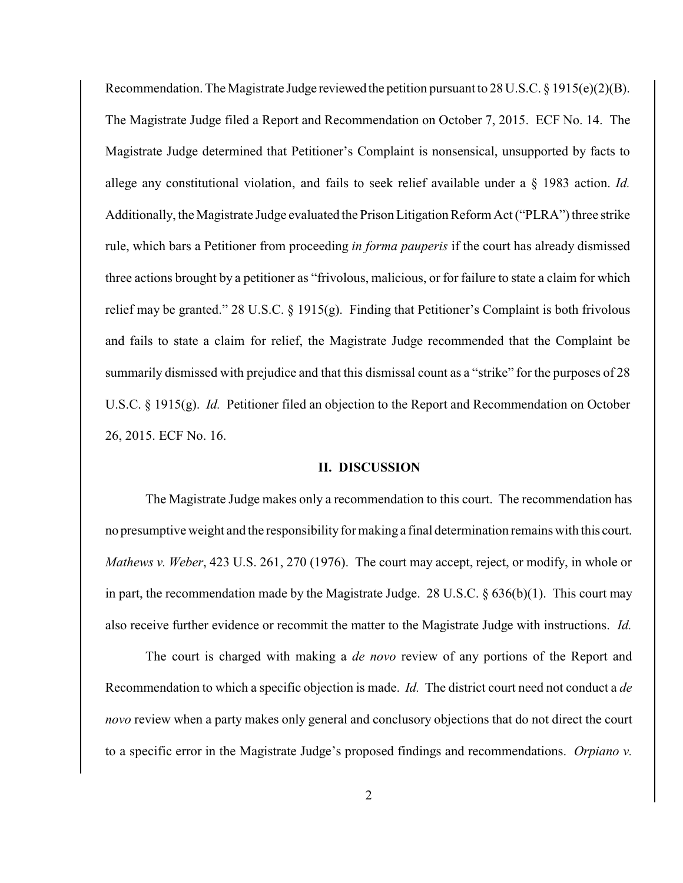Recommendation. The Magistrate Judge reviewed the petition pursuant to 28 U.S.C. § 1915(e)(2)(B). The Magistrate Judge filed a Report and Recommendation on October 7, 2015. ECF No. 14. The Magistrate Judge determined that Petitioner's Complaint is nonsensical, unsupported by facts to allege any constitutional violation, and fails to seek relief available under a § 1983 action. *Id.* Additionally, the Magistrate Judge evaluated the Prison Litigation Reform Act ("PLRA") three strike rule, which bars a Petitioner from proceeding *in forma pauperis* if the court has already dismissed three actions brought by a petitioner as "frivolous, malicious, or for failure to state a claim for which relief may be granted." 28 U.S.C. § 1915(g). Finding that Petitioner's Complaint is both frivolous and fails to state a claim for relief, the Magistrate Judge recommended that the Complaint be summarily dismissed with prejudice and that this dismissal count as a "strike" for the purposes of 28 U.S.C. § 1915(g). *Id.* Petitioner filed an objection to the Report and Recommendation on October 26, 2015. ECF No. 16.

## II. DISCUSSION

The Magistrate Judge makes only a recommendation to this court. The recommendation has no presumptive weight and the responsibility for making a final determination remains with this court. *Mathews v. Weber*, 423 U.S. 261, 270 (1976). The court may accept, reject, or modify, in whole or in part, the recommendation made by the Magistrate Judge. 28 U.S.C. § 636(b)(1). This court may also receive further evidence or recommit the matter to the Magistrate Judge with instructions. *Id.*

The court is charged with making a *de novo* review of any portions of the Report and Recommendation to which a specific objection is made. *Id.* The district court need not conduct a *de novo* review when a party makes only general and conclusory objections that do not direct the court to a specific error in the Magistrate Judge's proposed findings and recommendations. *Orpiano v.*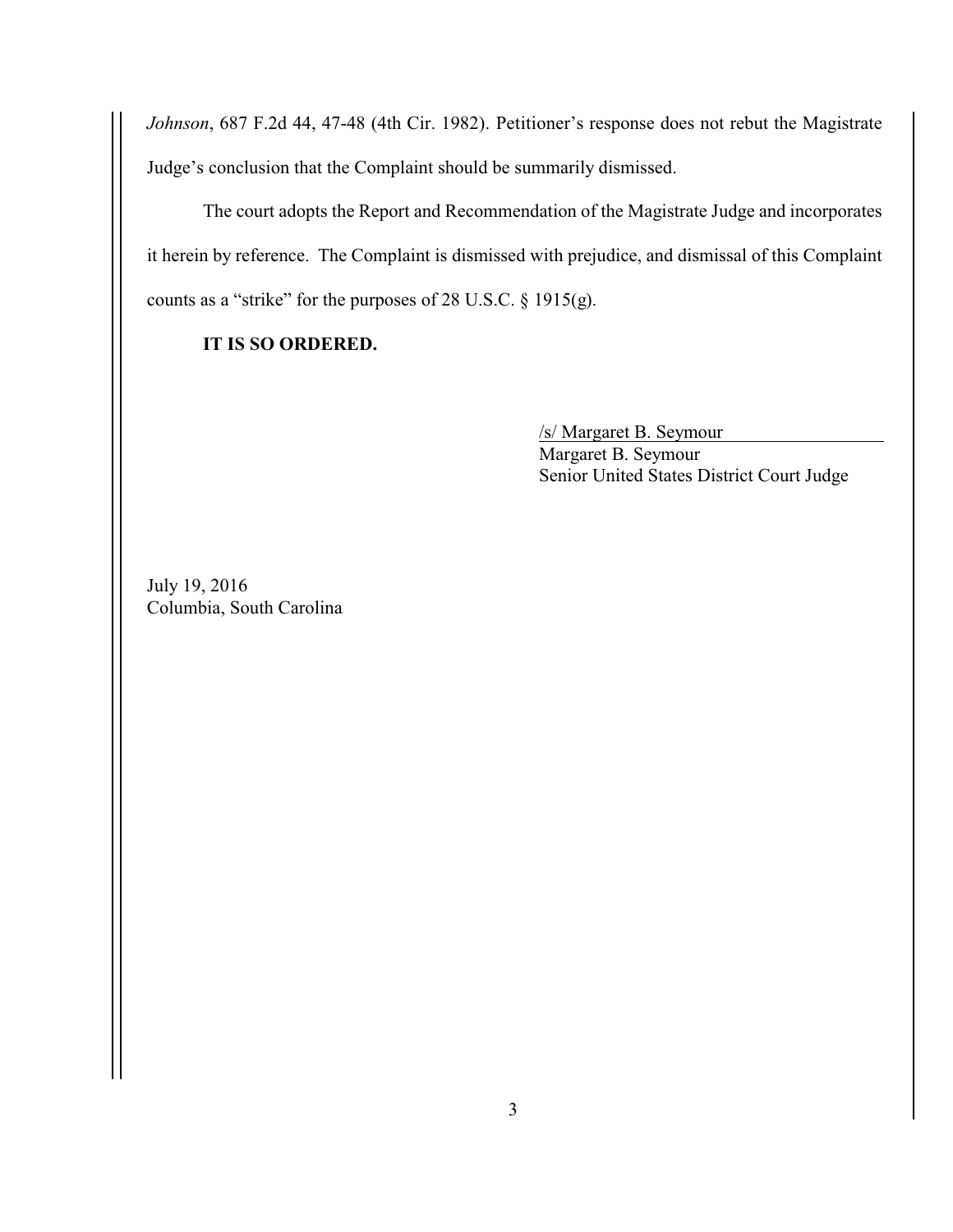*Johnson*, 687 F.2d 44, 47-48 (4th Cir. 1982). Petitioner's response does not rebut the Magistrate Judge's conclusion that the Complaint should be summarily dismissed.

The court adopts the Report and Recommendation of the Magistrate Judge and incorporates it herein by reference. The Complaint is dismissed with prejudice, and dismissal of this Complaint counts as a "strike" for the purposes of 28 U.S.C. § 1915(g).

**IT IS SO ORDERED.**

/s/ Margaret B. Seymour
Margaret B. Seymour
Senior United States District Court Judge

July 19, 2016
Columbia, South Carolina